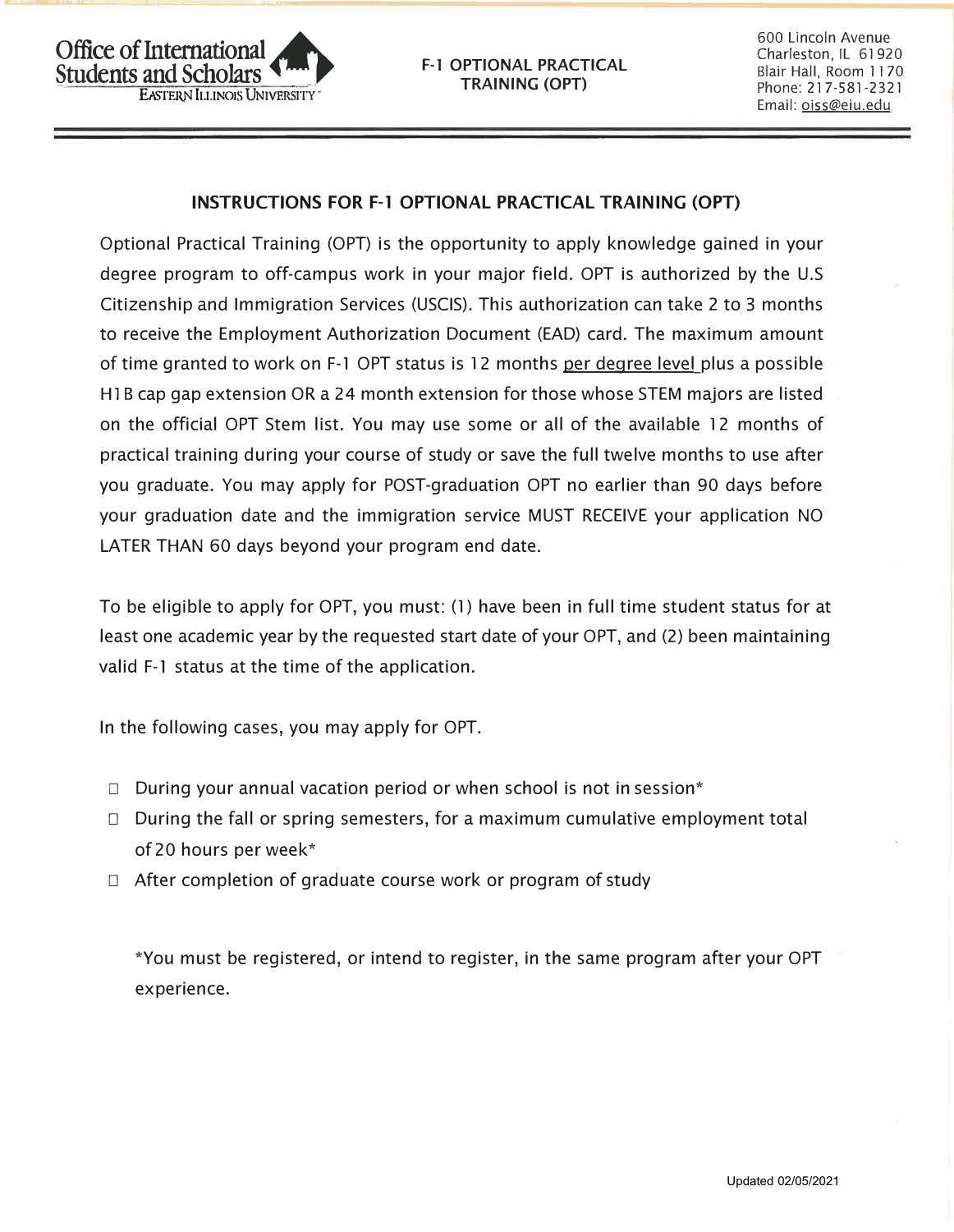Office of International Students and Scholars
EASTERN ILLINOIS UNIVERSITY

F-1 OPTIONAL PRACTICAL TRAINING (OPT)

600 Lincoln Avenue
Charleston, IL 61920
Blair Hall, Room 1170
Phone: 217-581-2321
Email: oiss@eiu.edu

## INSTRUCTIONS FOR F-1 OPTIONAL PRACTICAL TRAINING (OPT)

Optional Practical Training (OPT) is the opportunity to apply knowledge gained in your degree program to off-campus work in your major field. OPT is authorized by the U.S Citizenship and Immigration Services (USCIS). This authorization can take 2 to 3 months to receive the Employment Authorization Document (EAD) card. The maximum amount of time granted to work on F-1 OPT status is 12 months <u>per degree level</u> plus a possible H1B cap gap extension OR a 24 month extension for those whose STEM majors are listed on the official OPT Stem list. You may use some or all of the available 12 months of practical training during your course of study or save the full twelve months to use after you graduate. You may apply for POST-graduation OPT no earlier than 90 days before your graduation date and the immigration service MUST RECEIVE your application NO LATER THAN 60 days beyond your program end date.

To be eligible to apply for OPT, you must: (1) have been in full time student status for at least one academic year by the requested start date of your OPT, and (2) been maintaining valid F-1 status at the time of the application.

In the following cases, you may apply for OPT.

- ☐ During your annual vacation period or when school is not in session*
- ☐ During the fall or spring semesters, for a maximum cumulative employment total of 20 hours per week*
- ☐ After completion of graduate course work or program of study

*You must be registered, or intend to register, in the same program after your OPT experience.

Updated 02/05/2021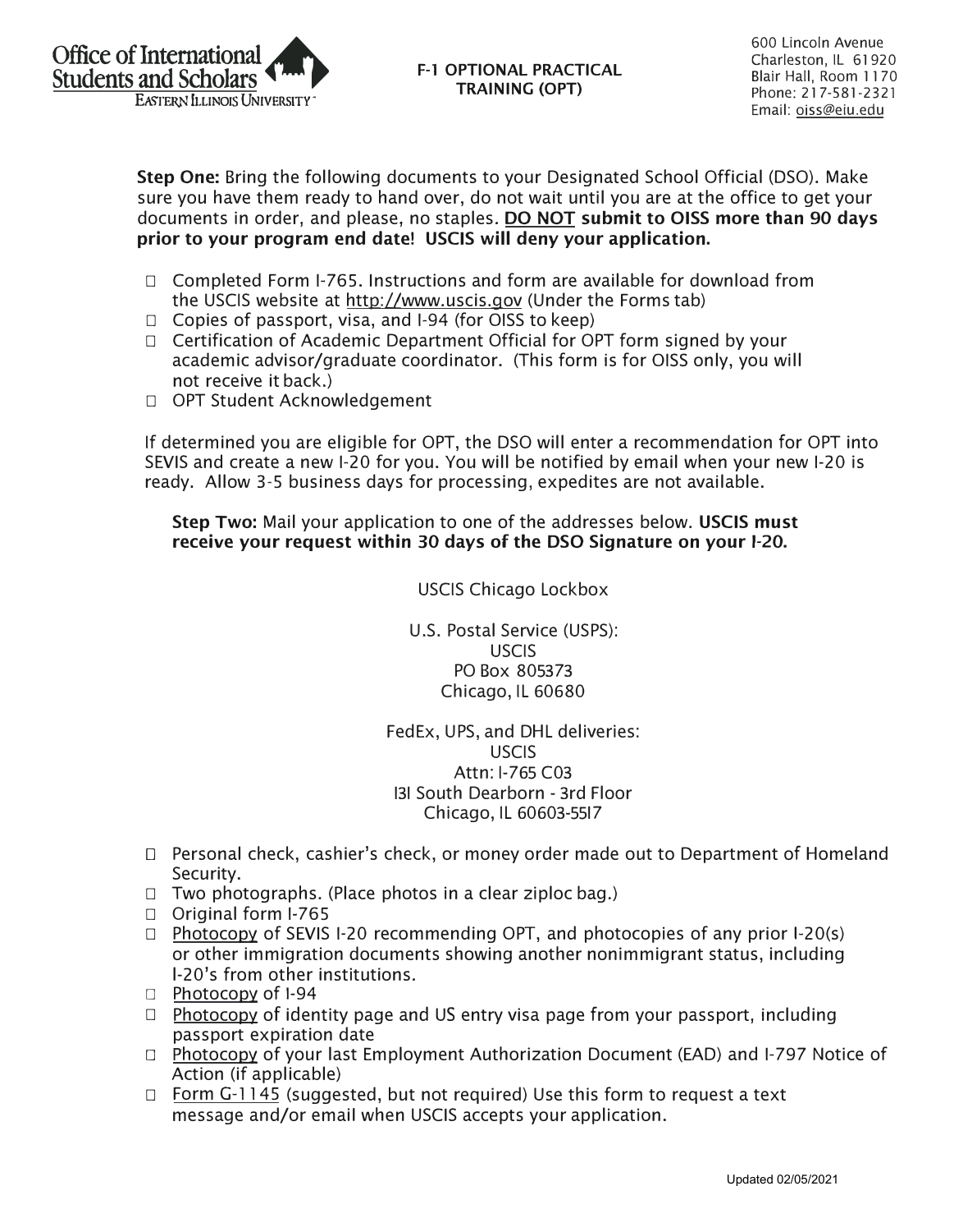Office of International Students and Scholars
EASTERN ILLINOIS UNIVERSITY

**F-1 OPTIONAL PRACTICAL TRAINING (OPT)**

600 Lincoln Avenue
Charleston, IL 61920
Blair Hall, Room 1170
Phone: 217-581-2321
Email: oiss@eiu.edu

**Step One:** Bring the following documents to your Designated School Official (DSO). Make sure you have them ready to hand over, do not wait until you are at the office to get your documents in order, and please, no staples. **DO NOT submit to OISS more than 90 days prior to your program end date! USCIS will deny your application.**

- ☐ Completed Form I-765. Instructions and form are available for download from the USCIS website at http://www.uscis.gov (Under the Forms tab)
- ☐ Copies of passport, visa, and I-94 (for OISS to keep)
- ☐ Certification of Academic Department Official for OPT form signed by your academic advisor/graduate coordinator. (This form is for OISS only, you will not receive it back.)
- ☐ OPT Student Acknowledgement

If determined you are eligible for OPT, the DSO will enter a recommendation for OPT into SEVIS and create a new I-20 for you. You will be notified by email when your new I-20 is ready. Allow 3-5 business days for processing, expedites are not available.

**Step Two:** Mail your application to one of the addresses below. **USCIS must receive your request within 30 days of the DSO Signature on your I-20.**

USCIS Chicago Lockbox

U.S. Postal Service (USPS):
USCIS
PO Box 805373
Chicago, IL 60680

FedEx, UPS, and DHL deliveries:
USCIS
Attn: I-765 C03
131 South Dearborn - 3rd Floor
Chicago, IL 60603-5517

- ☐ Personal check, cashier's check, or money order made out to Department of Homeland Security.
- ☐ Two photographs. (Place photos in a clear ziploc bag.)
- ☐ Original form I-765
- ☐ Photocopy of SEVIS I-20 recommending OPT, and photocopies of any prior I-20(s) or other immigration documents showing another nonimmigrant status, including I-20's from other institutions.
- ☐ Photocopy of I-94
- ☐ Photocopy of identity page and US entry visa page from your passport, including passport expiration date
- ☐ Photocopy of your last Employment Authorization Document (EAD) and I-797 Notice of Action (if applicable)
- ☐ Form G-1145 (suggested, but not required) Use this form to request a text message and/or email when USCIS accepts your application.

Updated 02/05/2021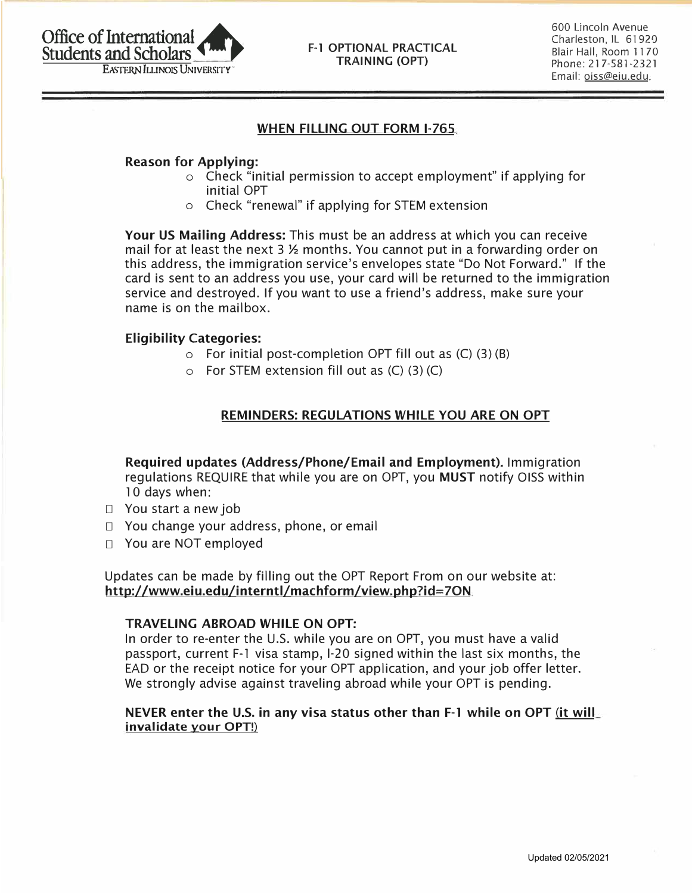Office of International Students and Scholars
Eastern Illinois University

**F-1 OPTIONAL PRACTICAL TRAINING (OPT)**

600 Lincoln Avenue
Charleston, IL 61920
Blair Hall, Room 1170
Phone: 217-581-2321
Email: oiss@eiu.edu.

## WHEN FILLING OUT FORM I-765

**Reason for Applying:**

- Check "initial permission to accept employment" if applying for initial OPT
- Check "renewal" if applying for STEM extension

**Your US Mailing Address:** This must be an address at which you can receive mail for at least the next 3 ½ months. You cannot put in a forwarding order on this address, the immigration service's envelopes state "Do Not Forward." If the card is sent to an address you use, your card will be returned to the immigration service and destroyed. If you want to use a friend's address, make sure your name is on the mailbox.

**Eligibility Categories:**

- For initial post-completion OPT fill out as (C) (3) (B)
- For STEM extension fill out as (C) (3) (C)

## REMINDERS: REGULATIONS WHILE YOU ARE ON OPT

**Required updates (Address/Phone/Email and Employment).** Immigration regulations REQUIRE that while you are on OPT, you **MUST** notify OISS within 10 days when:

- ☐ You start a new job
- ☐ You change your address, phone, or email
- ☐ You are NOT employed

Updates can be made by filling out the OPT Report From on our website at: **http://www.eiu.edu/interntl/machform/view.php?id=7ON**

**TRAVELING ABROAD WHILE ON OPT:**

In order to re-enter the U.S. while you are on OPT, you must have a valid passport, current F-1 visa stamp, I-20 signed within the last six months, the EAD or the receipt notice for your OPT application, and your job offer letter. We strongly advise against traveling abroad while your OPT is pending.

**NEVER enter the U.S. in any visa status other than F-1 while on OPT (it will invalidate your OPT!)**

Updated 02/05/2021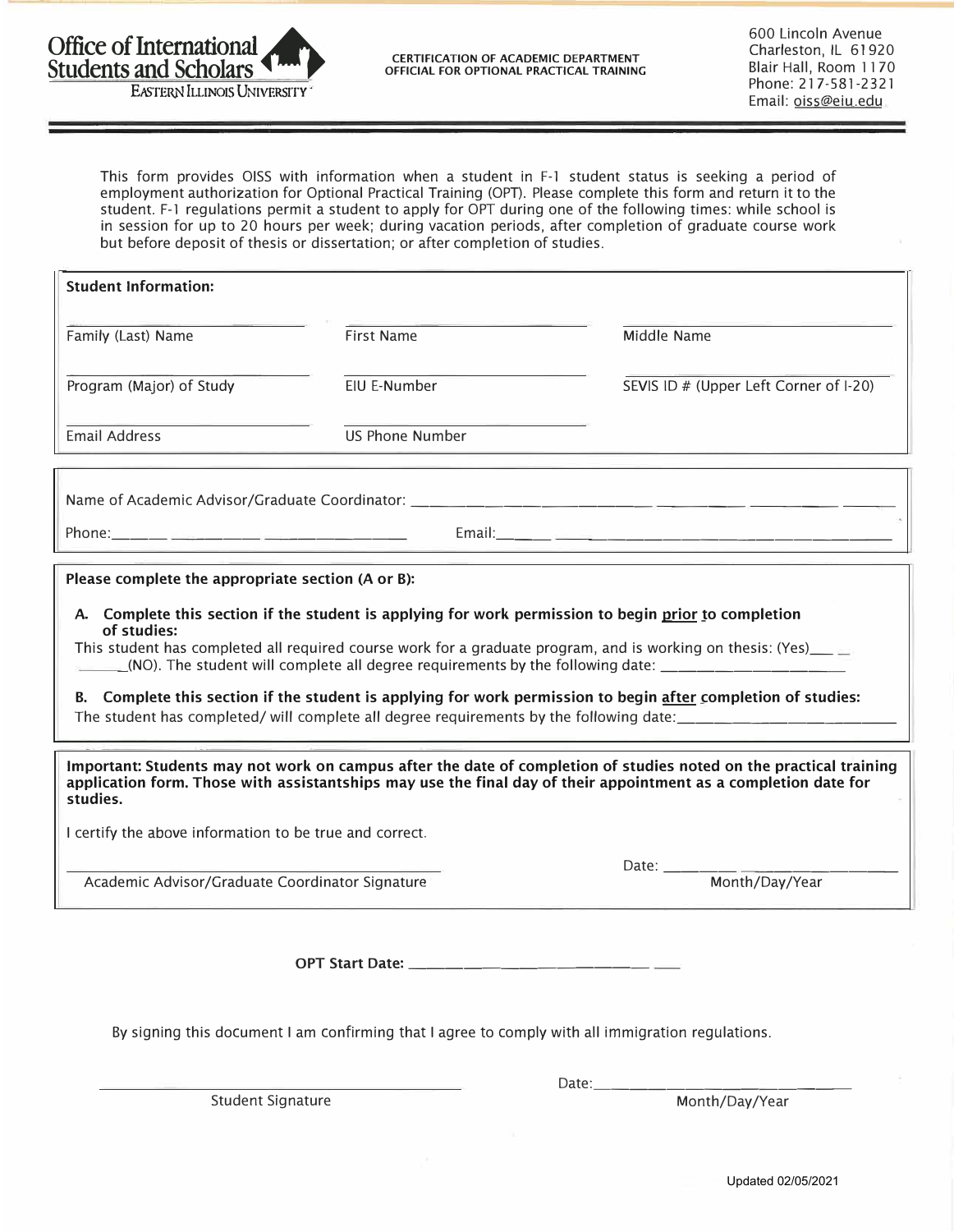**Office of International Students and Scholars**
EASTERN ILLINOIS UNIVERSITY

**CERTIFICATION OF ACADEMIC DEPARTMENT OFFICIAL FOR OPTIONAL PRACTICAL TRAINING**

600 Lincoln Avenue
Charleston, IL 61920
Blair Hall, Room 1170
Phone: 217-581-2321
Email: oiss@eiu.edu

---

This form provides OISS with information when a student in F-1 student status is seeking a period of employment authorization for Optional Practical Training (OPT). Please complete this form and return it to the student. F-1 regulations permit a student to apply for OPT during one of the following times: while school is in session for up to 20 hours per week; during vacation periods, after completion of graduate course work but before deposit of thesis or dissertation; or after completion of studies.

**Student Information:**

| ______________________ | ______________________ | ______________________ |
|---|---|---|
| Family (Last) Name | First Name | Middle Name |
| Program (Major) of Study | EIU E-Number | SEVIS ID # (Upper Left Corner of I-20) |
| Email Address | US Phone Number | |

Name of Academic Advisor/Graduate Coordinator: ______________________________

Phone: ______________________ Email: ______________________________

**Please complete the appropriate section (A or B):**

**A. Complete this section if the student is applying for work permission to begin <u>prior</u> to completion of studies:**

This student has completed all required course work for a graduate program, and is working on thesis: (Yes)______ ______(NO). The student will complete all degree requirements by the following date: ______________________

**B. Complete this section if the student is applying for work permission to begin <u>after</u> completion of studies:**

The student has completed/ will complete all degree requirements by the following date: ______________________

**Important: Students may not work on campus after the date of completion of studies noted on the practical training application form. Those with assistantships may use the final day of their appointment as a completion date for studies.**

I certify the above information to be true and correct.

______________________________ Date: ______________________
Academic Advisor/Graduate Coordinator Signature — Month/Day/Year

**OPT Start Date:** ______________________________

By signing this document I am confirming that I agree to comply with all immigration regulations.

______________________________ Date: ______________________
Student Signature — Month/Day/Year

Updated 02/05/2021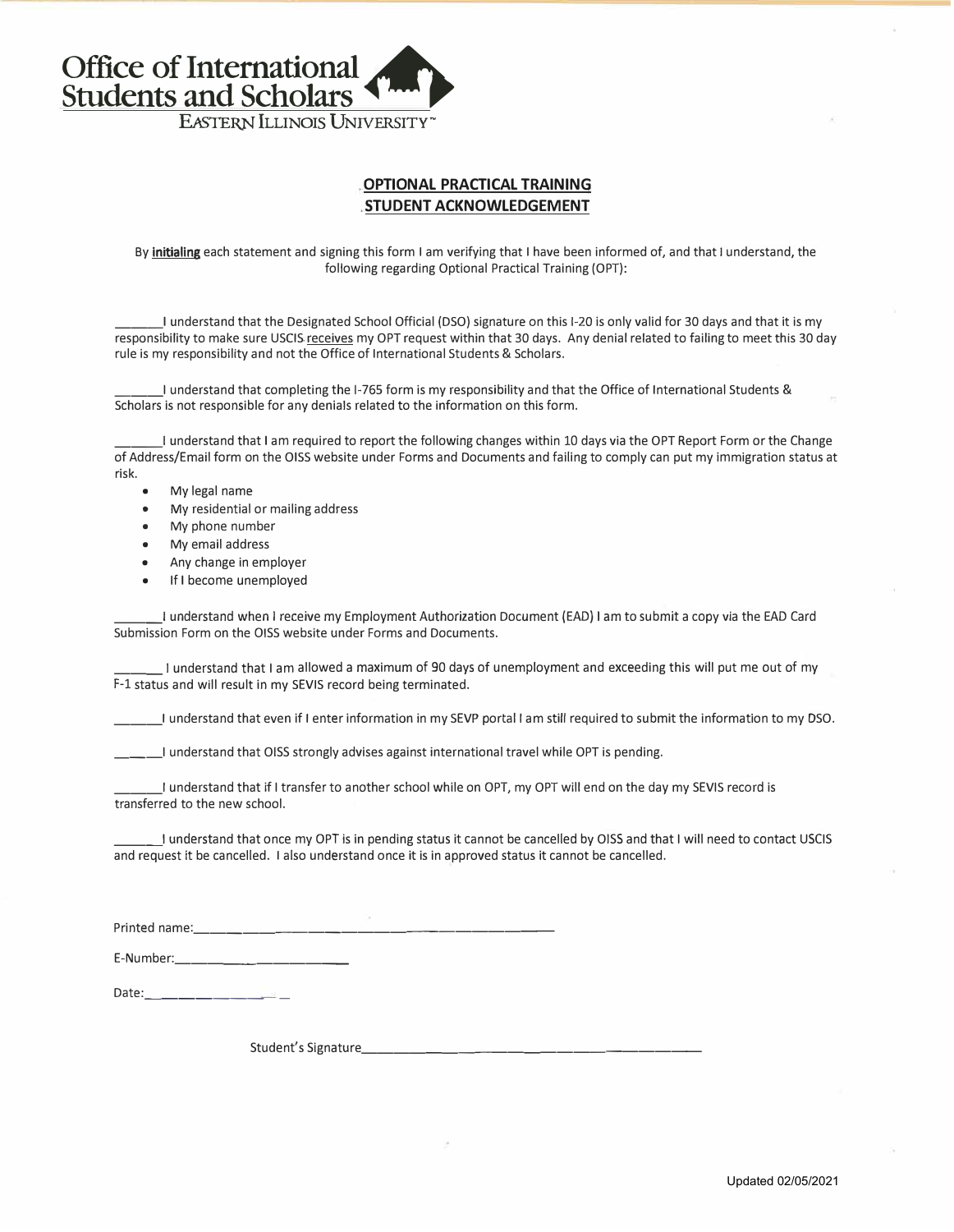**Office of International Students and Scholars**
EASTERN ILLINOIS UNIVERSITY™

## OPTIONAL PRACTICAL TRAINING STUDENT ACKNOWLEDGEMENT

By **initialing** each statement and signing this form I am verifying that I have been informed of, and that I understand, the following regarding Optional Practical Training (OPT):

_______I understand that the Designated School Official (DSO) signature on this I-20 is only valid for 30 days and that it is my responsibility to make sure USCIS receives my OPT request within that 30 days. Any denial related to failing to meet this 30 day rule is my responsibility and not the Office of International Students & Scholars.

_______I understand that completing the I-765 form is my responsibility and that the Office of International Students & Scholars is not responsible for any denials related to the information on this form.

_______I understand that I am required to report the following changes within 10 days via the OPT Report Form or the Change of Address/Email form on the OISS website under Forms and Documents and failing to comply can put my immigration status at risk.

- My legal name
- My residential or mailing address
- My phone number
- My email address
- Any change in employer
- If I become unemployed

_______I understand when I receive my Employment Authorization Document (EAD) I am to submit a copy via the EAD Card Submission Form on the OISS website under Forms and Documents.

_______ I understand that I am allowed a maximum of 90 days of unemployment and exceeding this will put me out of my F-1 status and will result in my SEVIS record being terminated.

_______I understand that even if I enter information in my SEVP portal I am still required to submit the information to my DSO.

_______I understand that OISS strongly advises against international travel while OPT is pending.

_______I understand that if I transfer to another school while on OPT, my OPT will end on the day my SEVIS record is transferred to the new school.

_______I understand that once my OPT is in pending status it cannot be cancelled by OISS and that I will need to contact USCIS and request it be cancelled. I also understand once it is in approved status it cannot be cancelled.

Printed name:_______________________________________

E-Number:____________________

Date:______________

Student's Signature_______________________________________

Updated 02/05/2021